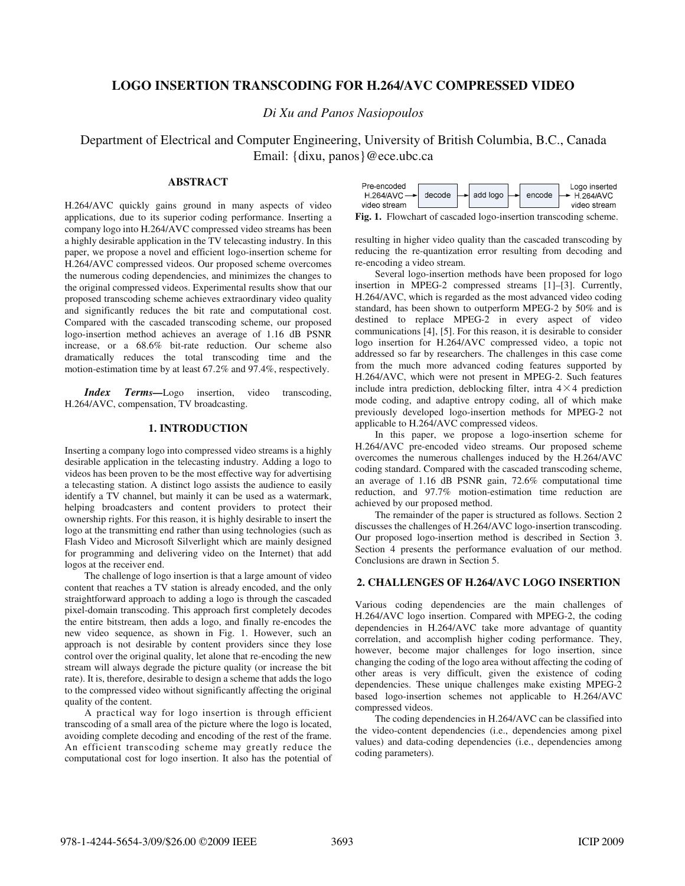# LOGO INSERTION TRANSCODING FOR H.264/AVC COMPRESSED VIDEO

*Di Xu and Panos Nasiopoulos*

Department of Electrical and Computer Engineering, University of British Columbia, B.C., Canada
Email: {dixu, panos}@ece.ubc.ca

## ABSTRACT

H.264/AVC quickly gains ground in many aspects of video applications, due to its superior coding performance. Inserting a company logo into H.264/AVC compressed video streams has been a highly desirable application in the TV telecasting industry. In this paper, we propose a novel and efficient logo-insertion scheme for H.264/AVC compressed videos. Our proposed scheme overcomes the numerous coding dependencies, and minimizes the changes to the original compressed videos. Experimental results show that our proposed transcoding scheme achieves extraordinary video quality and significantly reduces the bit rate and computational cost. Compared with the cascaded transcoding scheme, our proposed logo-insertion method achieves an average of 1.16 dB PSNR increase, or a 68.6% bit-rate reduction. Our scheme also dramatically reduces the total transcoding time and the motion-estimation time by at least 67.2% and 97.4%, respectively.

***Index Terms***—Logo insertion, video transcoding, H.264/AVC, compensation, TV broadcasting.

## 1. INTRODUCTION

Inserting a company logo into compressed video streams is a highly desirable application in the telecasting industry. Adding a logo to videos has been proven to be the most effective way for advertising a telecasting station. A distinct logo assists the audience to easily identify a TV channel, but mainly it can be used as a watermark, helping broadcasters and content providers to protect their ownership rights. For this reason, it is highly desirable to insert the logo at the transmitting end rather than using technologies (such as Flash Video and Microsoft Silverlight which are mainly designed for programming and delivering video on the Internet) that add logos at the receiver end.

The challenge of logo insertion is that a large amount of video content that reaches a TV station is already encoded, and the only straightforward approach to adding a logo is through the cascaded pixel-domain transcoding. This approach first completely decodes the entire bitstream, then adds a logo, and finally re-encodes the new video sequence, as shown in Fig. 1. However, such an approach is not desirable by content providers since they lose control over the original quality, let alone that re-encoding the new stream will always degrade the picture quality (or increase the bit rate). It is, therefore, desirable to design a scheme that adds the logo to the compressed video without significantly affecting the original quality of the content.

A practical way for logo insertion is through efficient transcoding of a small area of the picture where the logo is located, avoiding complete decoding and encoding of the rest of the frame. An efficient transcoding scheme may greatly reduce the computational cost for logo insertion. It also has the potential of resulting in higher video quality than the cascaded transcoding by reducing the re-quantization error resulting from decoding and re-encoding a video stream.

Pre-encoded H.264/AVC video stream → decode → add logo → encode → Logo inserted H.264/AVC video stream

**Fig. 1.** Flowchart of cascaded logo-insertion transcoding scheme.

Several logo-insertion methods have been proposed for logo insertion in MPEG-2 compressed streams [1]–[3]. Currently, H.264/AVC, which is regarded as the most advanced video coding standard, has been shown to outperform MPEG-2 by 50% and is destined to replace MPEG-2 in every aspect of video communications [4], [5]. For this reason, it is desirable to consider logo insertion for H.264/AVC compressed video, a topic not addressed so far by researchers. The challenges in this case come from the much more advanced coding features supported by H.264/AVC, which were not present in MPEG-2. Such features include intra prediction, deblocking filter, intra $4\times4$ prediction mode coding, and adaptive entropy coding, all of which make previously developed logo-insertion methods for MPEG-2 not applicable to H.264/AVC compressed videos.

In this paper, we propose a logo-insertion scheme for H.264/AVC pre-encoded video streams. Our proposed scheme overcomes the numerous challenges induced by the H.264/AVC coding standard. Compared with the cascaded transcoding scheme, an average of 1.16 dB PSNR gain, 72.6% computational time reduction, and 97.7% motion-estimation time reduction are achieved by our proposed method.

The remainder of the paper is structured as follows. Section 2 discusses the challenges of H.264/AVC logo-insertion transcoding. Our proposed logo-insertion method is described in Section 3. Section 4 presents the performance evaluation of our method. Conclusions are drawn in Section 5.

## 2. CHALLENGES OF H.264/AVC LOGO INSERTION

Various coding dependencies are the main challenges of H.264/AVC logo insertion. Compared with MPEG-2, the coding dependencies in H.264/AVC take more advantage of quantity correlation, and accomplish higher coding performance. They, however, become major challenges for logo insertion, since changing the coding of the logo area without affecting the coding of other areas is very difficult, given the existence of coding dependencies. These unique challenges make existing MPEG-2 based logo-insertion schemes not applicable to H.264/AVC compressed videos.

The coding dependencies in H.264/AVC can be classified into the video-content dependencies (i.e., dependencies among pixel values) and data-coding dependencies (i.e., dependencies among coding parameters).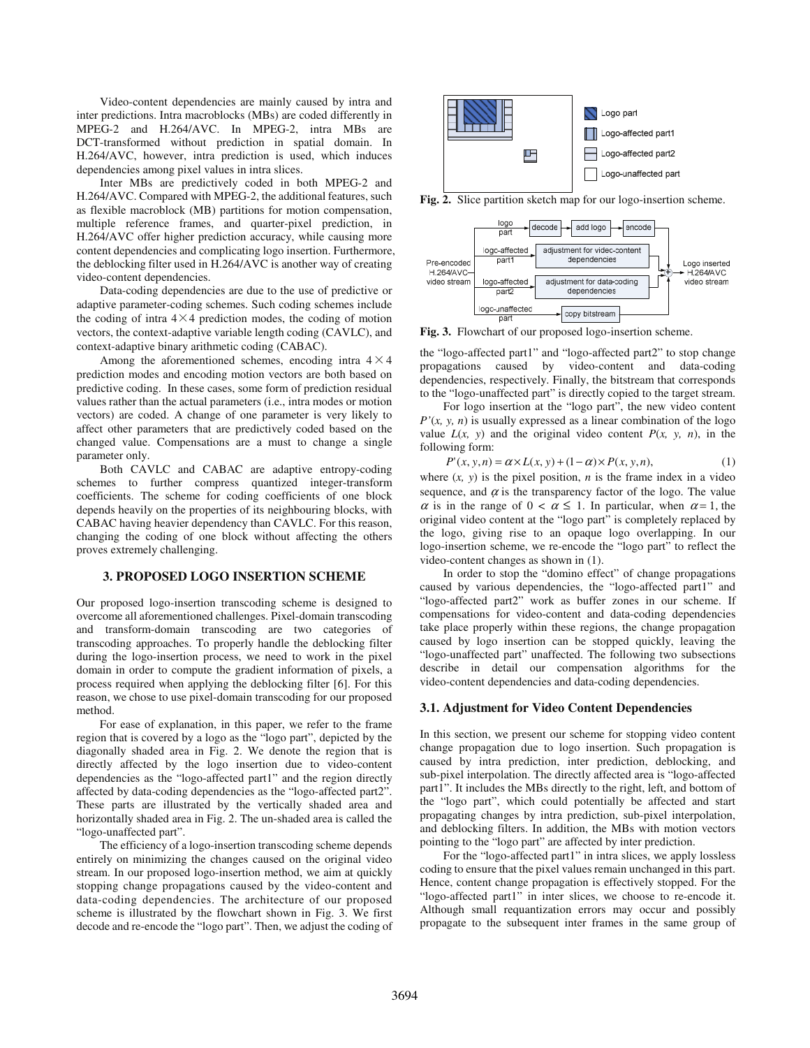Video-content dependencies are mainly caused by intra and inter predictions. Intra macroblocks (MBs) are coded differently in MPEG-2 and H.264/AVC. In MPEG-2, intra MBs are DCT-transformed without prediction in spatial domain. In H.264/AVC, however, intra prediction is used, which induces dependencies among pixel values in intra slices.

Inter MBs are predictively coded in both MPEG-2 and H.264/AVC. Compared with MPEG-2, the additional features, such as flexible macroblock (MB) partitions for motion compensation, multiple reference frames, and quarter-pixel prediction, in H.264/AVC offer higher prediction accuracy, while causing more content dependencies and complicating logo insertion. Furthermore, the deblocking filter used in H.264/AVC is another way of creating video-content dependencies.

Data-coding dependencies are due to the use of predictive or adaptive parameter-coding schemes. Such coding schemes include the coding of intra $4\times4$ prediction modes, the coding of motion vectors, the context-adaptive variable length coding (CAVLC), and context-adaptive binary arithmetic coding (CABAC).

Among the aforementioned schemes, encoding intra $4\times4$ prediction modes and encoding motion vectors are both based on predictive coding. In these cases, some form of prediction residual values rather than the actual parameters (i.e., intra modes or motion vectors) are coded. A change of one parameter is very likely to affect other parameters that are predictively coded based on the changed value. Compensations are a must to change a single parameter only.

Both CAVLC and CABAC are adaptive entropy-coding schemes to further compress quantized integer-transform coefficients. The scheme for coding coefficients of one block depends heavily on the properties of its neighbouring blocks, with CABAC having heavier dependency than CAVLC. For this reason, changing the coding of one block without affecting the others proves extremely challenging.

## 3. PROPOSED LOGO INSERTION SCHEME

Our proposed logo-insertion transcoding scheme is designed to overcome all aforementioned challenges. Pixel-domain transcoding and transform-domain transcoding are two categories of transcoding approaches. To properly handle the deblocking filter during the logo-insertion process, we need to work in the pixel domain in order to compute the gradient information of pixels, a process required when applying the deblocking filter [6]. For this reason, we chose to use pixel-domain transcoding for our proposed method.

For ease of explanation, in this paper, we refer to the frame region that is covered by a logo as the "logo part", depicted by the diagonally shaded area in Fig. 2. We denote the region that is directly affected by the logo insertion due to video-content dependencies as the "logo-affected part1" and the region directly affected by data-coding dependencies as the "logo-affected part2". These parts are illustrated by the vertically shaded area and horizontally shaded area in Fig. 2. The un-shaded area is called the "logo-unaffected part".

The efficiency of a logo-insertion transcoding scheme depends entirely on minimizing the changes caused on the original video stream. In our proposed logo-insertion method, we aim at quickly stopping change propagations caused by the video-content and data-coding dependencies. The architecture of our proposed scheme is illustrated by the flowchart shown in Fig. 3. We first decode and re-encode the "logo part". Then, we adjust the coding of

Logo part | Logo-affected part1 | Logo-affected part2 | Logo-unaffected part

**Fig. 2.** Slice partition sketch map for our logo-insertion scheme.

Pre-encoded H.264/AVC video stream → logo part → decode → add logo → encode; logo-affected part1 → adjustment for video-content dependencies; logo-affected part2 → adjustment for data-coding dependencies; logo-unaffected part → copy bitstream → Logo inserted H.264/AVC video stream

**Fig. 3.** Flowchart of our proposed logo-insertion scheme.

the "logo-affected part1" and "logo-affected part2" to stop change propagations caused by video-content and data-coding dependencies, respectively. Finally, the bitstream that corresponds to the "logo-unaffected part" is directly copied to the target stream.

For logo insertion at the "logo part", the new video content $P'(x, y, n)$ is usually expressed as a linear combination of the logo value $L(x, y)$ and the original video content $P(x, y, n)$, in the following form:

$$P'(x, y, n) = \alpha \times L(x, y) + (1-\alpha) \times P(x, y, n), \tag{1}$$

where $(x, y)$ is the pixel position, $n$ is the frame index in a video sequence, and $\alpha$ is the transparency factor of the logo. The value $\alpha$ is in the range of $0 < \alpha \leq 1$. In particular, when $\alpha = 1$, the original video content at the "logo part" is completely replaced by the logo, giving rise to an opaque logo overlapping. In our logo-insertion scheme, we re-encode the "logo part" to reflect the video-content changes as shown in (1).

In order to stop the "domino effect" of change propagations caused by various dependencies, the "logo-affected part1" and "logo-affected part2" work as buffer zones in our scheme. If compensations for video-content and data-coding dependencies take place properly within these regions, the change propagation caused by logo insertion can be stopped quickly, leaving the "logo-unaffected part" unaffected. The following two subsections describe in detail our compensation algorithms for the video-content dependencies and data-coding dependencies.

### 3.1. Adjustment for Video Content Dependencies

In this section, we present our scheme for stopping video content change propagation due to logo insertion. Such propagation is caused by intra prediction, inter prediction, deblocking, and sub-pixel interpolation. The directly affected area is "logo-affected part1". It includes the MBs directly to the right, left, and bottom of the "logo part", which could potentially be affected and start propagating changes by intra prediction, sub-pixel interpolation, and deblocking filters. In addition, the MBs with motion vectors pointing to the "logo part" are affected by inter prediction.

For the "logo-affected part1" in intra slices, we apply lossless coding to ensure that the pixel values remain unchanged in this part. Hence, content change propagation is effectively stopped. For the "logo-affected part1" in inter slices, we choose to re-encode it. Although small requantization errors may occur and possibly propagate to the subsequent inter frames in the same group of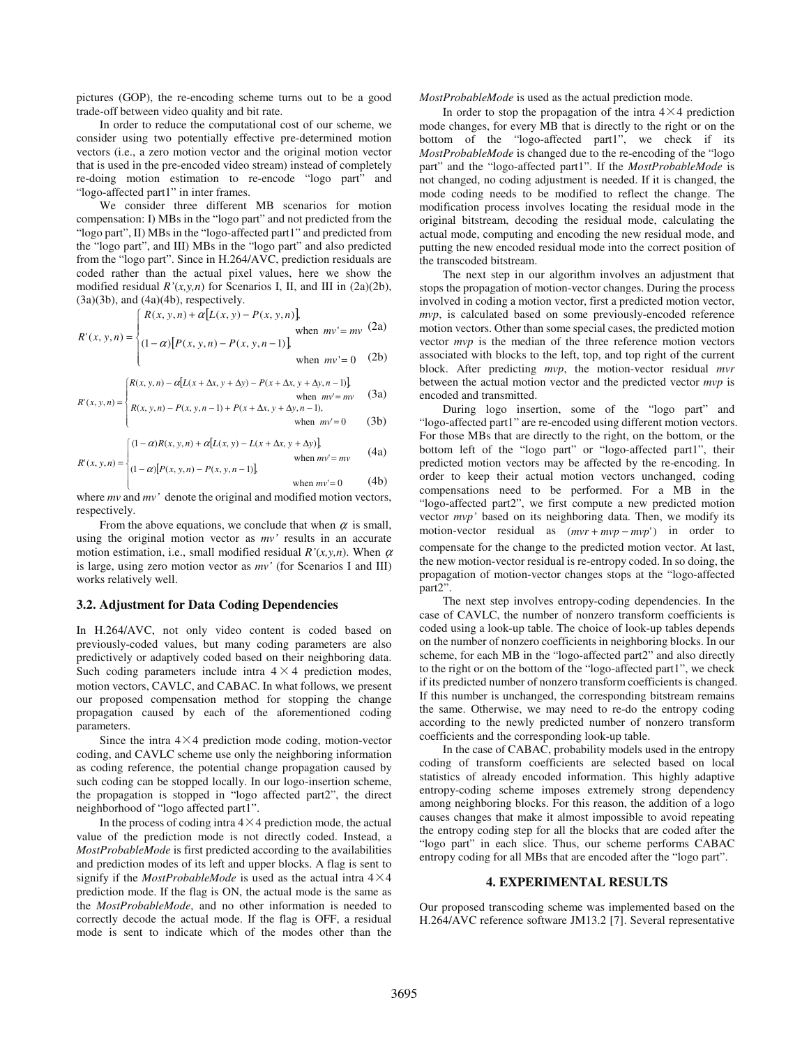pictures (GOP), the re-encoding scheme turns out to be a good trade-off between video quality and bit rate.

In order to reduce the computational cost of our scheme, we consider using two potentially effective pre-determined motion vectors (i.e., a zero motion vector and the original motion vector that is used in the pre-encoded video stream) instead of completely re-doing motion estimation to re-encode "logo part" and "logo-affected part1" in inter frames.

We consider three different MB scenarios for motion compensation: I) MBs in the "logo part" and not predicted from the "logo part", II) MBs in the "logo-affected part1" and predicted from the "logo part", and III) MBs in the "logo part" and also predicted from the "logo part". Since in H.264/AVC, prediction residuals are coded rather than the actual pixel values, here we show the modified residual $R'(x,y,n)$ for Scenarios I, II, and III in (2a)(2b), (3a)(3b), and (4a)(4b), respectively.

$$
R'(x,y,n) = \begin{cases} R(x,y,n) + \alpha\left[L(x,y) - P(x,y,n)\right], & \text{when } mv' = mv \quad \text{(2a)} \\ (1-\alpha)\left[P(x,y,n) - P(x,y,n-1)\right], & \text{when } mv' = 0 \quad \text{(2b)} \end{cases}
$$

$$
R'(x,y,n) = \begin{cases} R(x,y,n) - \alpha\left[L(x+\Delta x, y+\Delta y) - P(x+\Delta x, y+\Delta y, n-1)\right], & \text{when } mv' = mv \quad \text{(3a)} \\ R(x,y,n) - P(x,y,n-1) + P(x+\Delta x, y+\Delta y, n-1), & \text{when } mv' = 0 \quad \text{(3b)} \end{cases}
$$

$$
R'(x,y,n) = \begin{cases} (1-\alpha)R(x,y,n) + \alpha\left[L(x,y) - L(x+\Delta x, y+\Delta y)\right], & \text{when } mv' = mv \quad \text{(4a)} \\ (1-\alpha)\left[P(x,y,n) - P(x,y,n-1)\right], & \text{when } mv' = 0 \quad \text{(4b)} \end{cases}
$$

where $mv$ and $mv'$ denote the original and modified motion vectors, respectively.

From the above equations, we conclude that when $\alpha$ is small, using the original motion vector as $mv'$ results in an accurate motion estimation, i.e., small modified residual $R'(x,y,n)$. When $\alpha$ is large, using zero motion vector as $mv'$ (for Scenarios I and III) works relatively well.

### 3.2. Adjustment for Data Coding Dependencies

In H.264/AVC, not only video content is coded based on previously-coded values, but many coding parameters are also predictively or adaptively coded based on their neighboring data. Such coding parameters include intra 4×4 prediction modes, motion vectors, CAVLC, and CABAC. In what follows, we present our proposed compensation method for stopping the change propagation caused by each of the aforementioned coding parameters.

Since the intra 4×4 prediction mode coding, motion-vector coding, and CAVLC scheme use only the neighboring information as coding reference, the potential change propagation caused by such coding can be stopped locally. In our logo-insertion scheme, the propagation is stopped in "logo affected part2", the direct neighborhood of "logo affected part1".

In the process of coding intra 4×4 prediction mode, the actual value of the prediction mode is not directly coded. Instead, a *MostProbableMode* is first predicted according to the availabilities and prediction modes of its left and upper blocks. A flag is sent to signify if the *MostProbableMode* is used as the actual intra 4×4 prediction mode. If the flag is ON, the actual mode is the same as the *MostProbableMode*, and no other information is needed to correctly decode the actual mode. If the flag is OFF, a residual mode is sent to indicate which of the modes other than the *MostProbableMode* is used as the actual prediction mode.

In order to stop the propagation of the intra 4×4 prediction mode changes, for every MB that is directly to the right or on the bottom of the "logo-affected part1", we check if its *MostProbableMode* is changed due to the re-encoding of the "logo part" and the "logo-affected part1". If the *MostProbableMode* is not changed, no coding adjustment is needed. If it is changed, the mode coding needs to be modified to reflect the change. The modification process involves locating the residual mode in the original bitstream, decoding the residual mode, calculating the actual mode, computing and encoding the new residual mode, and putting the new encoded residual mode into the correct position of the transcoded bitstream.

The next step in our algorithm involves an adjustment that stops the propagation of motion-vector changes. During the process involved in coding a motion vector, first a predicted motion vector, *mvp*, is calculated based on some previously-encoded reference motion vectors. Other than some special cases, the predicted motion vector *mvp* is the median of the three reference motion vectors associated with blocks to the left, top, and top right of the current block. After predicting *mvp*, the motion-vector residual *mvr* between the actual motion vector and the predicted vector *mvp* is encoded and transmitted.

During logo insertion, some of the "logo part" and "logo-affected part1" are re-encoded using different motion vectors. For those MBs that are directly to the right, on the bottom, or the bottom left of the "logo part" or "logo-affected part1", their predicted motion vectors may be affected by the re-encoding. In order to keep their actual motion vectors unchanged, coding compensations need to be performed. For a MB in the "logo-affected part2", we first compute a new predicted motion vector *mvp'* based on its neighboring data. Then, we modify its motion-vector residual as $(mvr + mvp - mvp')$ in order to compensate for the change to the predicted motion vector. At last, the new motion-vector residual is re-entropy coded. In so doing, the propagation of motion-vector changes stops at the "logo-affected part2".

The next step involves entropy-coding dependencies. In the case of CAVLC, the number of nonzero transform coefficients is coded using a look-up table. The choice of look-up tables depends on the number of nonzero coefficients in neighboring blocks. In our scheme, for each MB in the "logo-affected part2" and also directly to the right or on the bottom of the "logo-affected part1", we check if its predicted number of nonzero transform coefficients is changed. If this number is unchanged, the corresponding bitstream remains the same. Otherwise, we may need to re-do the entropy coding according to the newly predicted number of nonzero transform coefficients and the corresponding look-up table.

In the case of CABAC, probability models used in the entropy coding of transform coefficients are selected based on local statistics of already encoded information. This highly adaptive entropy-coding scheme imposes extremely strong dependency among neighboring blocks. For this reason, the addition of a logo causes changes that make it almost impossible to avoid repeating the entropy coding step for all the blocks that are coded after the "logo part" in each slice. Thus, our scheme performs CABAC entropy coding for all MBs that are encoded after the "logo part".

## 4. EXPERIMENTAL RESULTS

Our proposed transcoding scheme was implemented based on the H.264/AVC reference software JM13.2 [7]. Several representative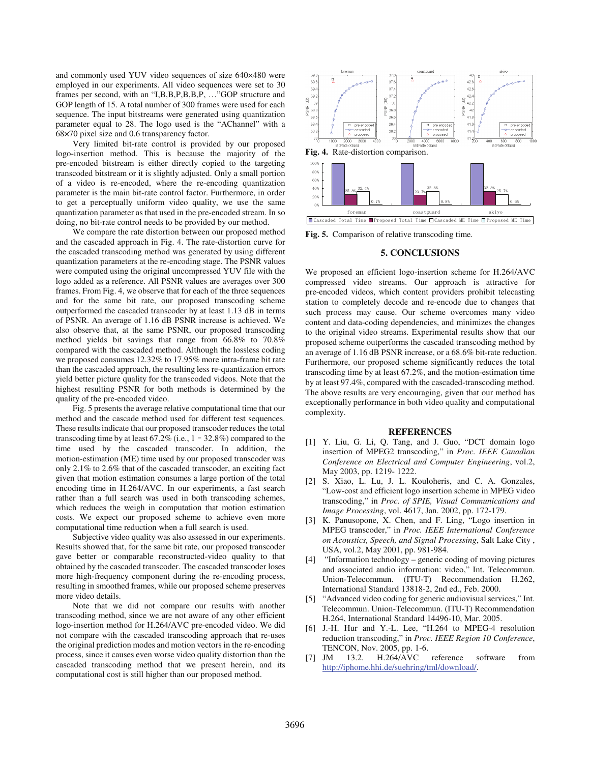and commonly used YUV video sequences of size 640×480 were employed in our experiments. All video sequences were set to 30 frames per second, with an "I,B,B,P,B,B,P, …"GOP structure and GOP length of 15. A total number of 300 frames were used for each sequence. The input bitstreams were generated using quantization parameter equal to 28. The logo used is the "AChannel" with a 68×70 pixel size and 0.6 transparency factor.

Very limited bit-rate control is provided by our proposed logo-insertion method. This is because the majority of the pre-encoded bitstream is either directly copied to the targeting transcoded bitstream or it is slightly adjusted. Only a small portion of a video is re-encoded, where the re-encoding quantization parameter is the main bit-rate control factor. Furthermore, in order to get a perceptually uniform video quality, we use the same quantization parameter as that used in the pre-encoded stream. In so doing, no bit-rate control needs to be provided by our method.

We compare the rate distortion between our proposed method and the cascaded approach in Fig. 4. The rate-distortion curve for the cascaded transcoding method was generated by using different quantization parameters at the re-encoding stage. The PSNR values were computed using the original uncompressed YUV file with the logo added as a reference. All PSNR values are averages over 300 frames. From Fig. 4, we observe that for each of the three sequences and for the same bit rate, our proposed transcoding scheme outperformed the cascaded transcoder by at least 1.13 dB in terms of PSNR. An average of 1.16 dB PSNR increase is achieved. We also observe that, at the same PSNR, our proposed transcoding method yields bit savings that range from 66.8% to 70.8% compared with the cascaded method. Although the lossless coding we proposed consumes 12.32% to 17.95% more intra-frame bit rate than the cascaded approach, the resulting less re-quantization errors yield better picture quality for the transcoded videos. Note that the highest resulting PSNR for both methods is determined by the quality of the pre-encoded video.

Fig. 5 presents the average relative computational time that our method and the cascade method used for different test sequences. These results indicate that our proposed transcoder reduces the total transcoding time by at least 67.2% (i.e., 1 – 32.8%) compared to the time used by the cascaded transcoder. In addition, the motion-estimation (ME) time used by our proposed transcoder was only 2.1% to 2.6% that of the cascaded transcoder, an exciting fact given that motion estimation consumes a large portion of the total encoding time in H.264/AVC. In our experiments, a fast search rather than a full search was used in both transcoding schemes, which reduces the weigh in computation that motion estimation costs. We expect our proposed scheme to achieve even more computational time reduction when a full search is used.

Subjective video quality was also assessed in our experiments. Results showed that, for the same bit rate, our proposed transcoder gave better or comparable reconstructed-video quality to that obtained by the cascaded transcoder. The cascaded transcoder loses more high-frequency component during the re-encoding process, resulting in smoothed frames, while our proposed scheme preserves more video details.

Note that we did not compare our results with another transcoding method, since we are not aware of any other efficient logo-insertion method for H.264/AVC pre-encoded video. We did not compare with the cascaded transcoding approach that re-uses the original prediction modes and motion vectors in the re-encoding process, since it causes even worse video quality distortion than the cascaded transcoding method that we present herein, and its computational cost is still higher than our proposed method.

foreman
coastguard
akiyo
PSNR (dB)
Bit Rate (Kbps)
pre-encoded
cascaded
proposed

**Fig. 4.** Rate-distortion comparison.

100%
80%
60%
40%
20%
0%
foreman: 25.8%, 32.4%, 0.7%
coastguard: 23.7%, 32.8%, 0.8%
akiyo: 32.8%, 25.7%, 0.6%
Cascaded Total Time
Proposed Total Time
Cascaded ME Time
Proposed ME Time

**Fig. 5.** Comparison of relative transcoding time.

## 5. CONCLUSIONS

We proposed an efficient logo-insertion scheme for H.264/AVC compressed video streams. Our approach is attractive for pre-encoded videos, which content providers prohibit telecasting station to completely decode and re-encode due to changes that such process may cause. Our scheme overcomes many video content and data-coding dependencies, and minimizes the changes to the original video streams. Experimental results show that our proposed scheme outperforms the cascaded transcoding method by an average of 1.16 dB PSNR increase, or a 68.6% bit-rate reduction. Furthermore, our proposed scheme significantly reduces the total transcoding time by at least 67.2%, and the motion-estimation time by at least 97.4%, compared with the cascaded-transcoding method. The above results are very encouraging, given that our method has exceptionally performance in both video quality and computational complexity.

## REFERENCES

[1] Y. Liu, G. Li, Q. Tang, and J. Guo, "DCT domain logo insertion of MPEG2 transcoding," in *Proc. IEEE Canadian Conference on Electrical and Computer Engineering*, vol.2, May 2003, pp. 1219- 1222.

[2] S. Xiao, L. Lu, J. L. Kouloheris, and C. A. Gonzales, "Low-cost and efficient logo insertion scheme in MPEG video transcoding," in *Proc. of SPIE, Visual Communications and Image Processing*, vol. 4617, Jan. 2002, pp. 172-179.

[3] K. Panusopone, X. Chen, and F. Ling, "Logo insertion in MPEG transcoder," in *Proc. IEEE International Conference on Acoustics, Speech, and Signal Processing*, Salt Lake City , USA, vol.2, May 2001, pp. 981-984.

[4] "Information technology – generic coding of moving pictures and associated audio information: video," Int. Telecommun. Union-Telecommun. (ITU-T) Recommendation H.262, International Standard 13818-2, 2nd ed., Feb. 2000.

[5] "Advanced video coding for generic audiovisual services," Int. Telecommun. Union-Telecommun. (ITU-T) Recommendation H.264, International Standard 14496-10, Mar. 2005.

[6] J.-H. Hur and Y.-L. Lee, "H.264 to MPEG-4 resolution reduction transcoding," in *Proc. IEEE Region 10 Conference*, TENCON, Nov. 2005, pp. 1-6.

[7] JM 13.2. H.264/AVC reference software from http://iphome.hhi.de/suehring/tml/download/.